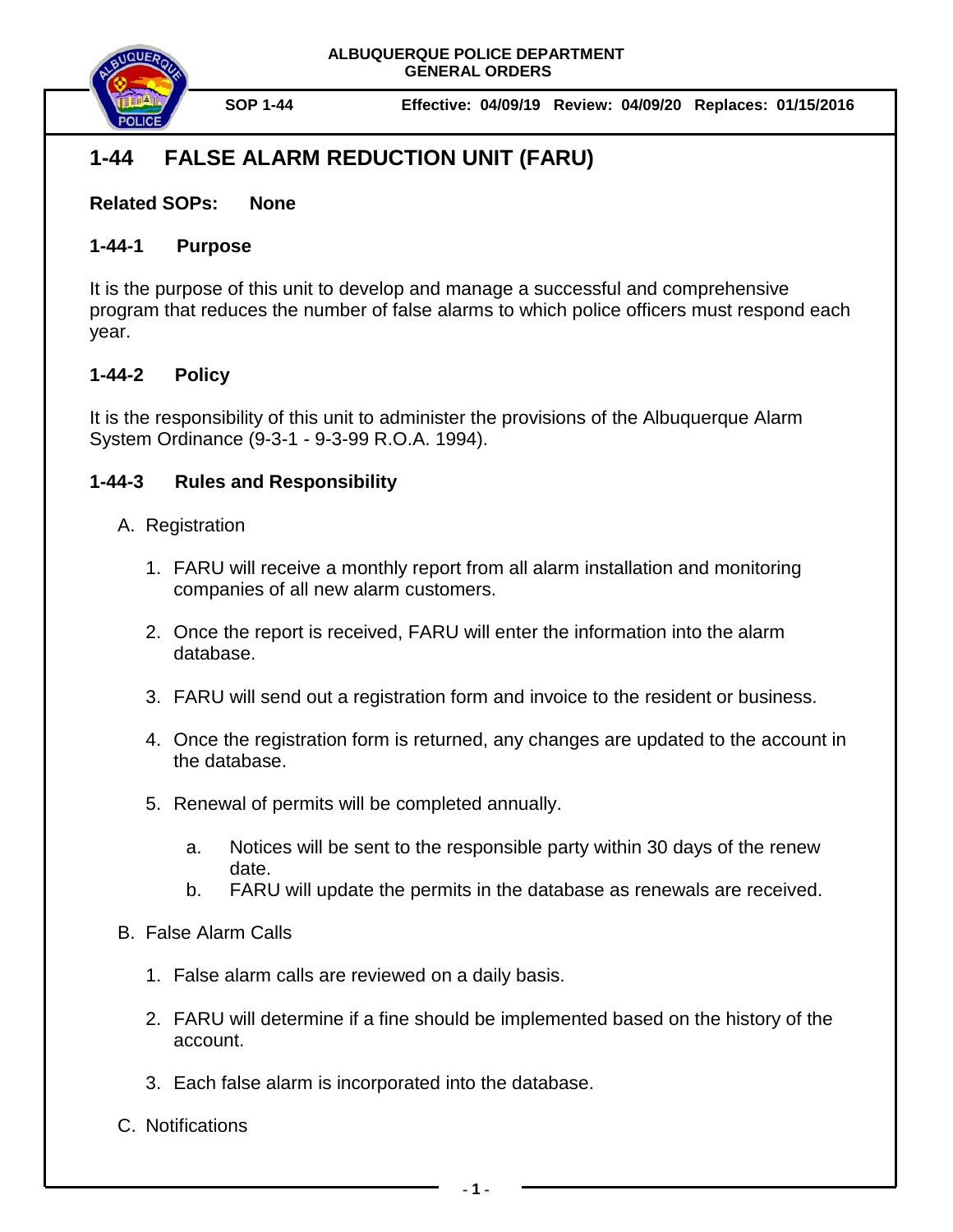ALBUQUERQUE POLICE DEPARTMENT
GENERAL ORDERS

**SOP 1-44** **Effective: 04/09/19 Review: 04/09/20 Replaces: 01/15/2016**

# 1-44 FALSE ALARM REDUCTION UNIT (FARU)

**Related SOPs: None**

## 1-44-1 Purpose

It is the purpose of this unit to develop and manage a successful and comprehensive program that reduces the number of false alarms to which police officers must respond each year.

## 1-44-2 Policy

It is the responsibility of this unit to administer the provisions of the Albuquerque Alarm System Ordinance (9-3-1 - 9-3-99 R.O.A. 1994).

## 1-44-3 Rules and Responsibility

A. Registration

1. FARU will receive a monthly report from all alarm installation and monitoring companies of all new alarm customers.

2. Once the report is received, FARU will enter the information into the alarm database.

3. FARU will send out a registration form and invoice to the resident or business.

4. Once the registration form is returned, any changes are updated to the account in the database.

5. Renewal of permits will be completed annually.

   a. Notices will be sent to the responsible party within 30 days of the renew date.
   
   b. FARU will update the permits in the database as renewals are received.

B. False Alarm Calls

1. False alarm calls are reviewed on a daily basis.

2. FARU will determine if a fine should be implemented based on the history of the account.

3. Each false alarm is incorporated into the database.

C. Notifications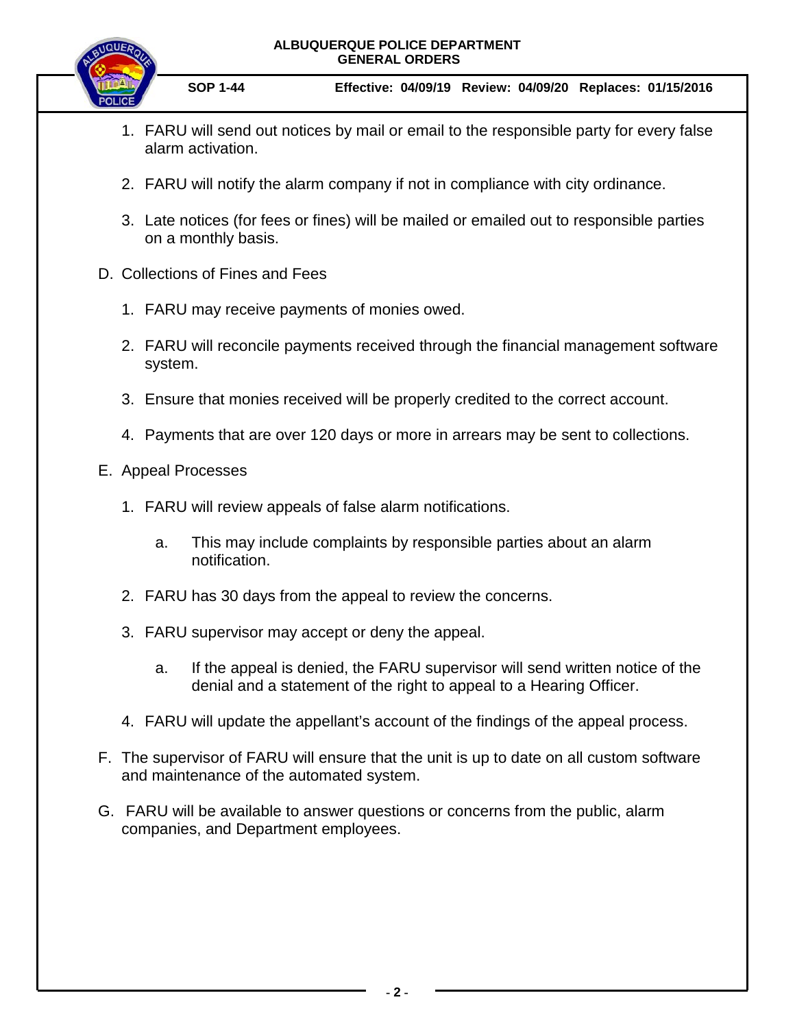1. FARU will send out notices by mail or email to the responsible party for every false alarm activation.

2. FARU will notify the alarm company if not in compliance with city ordinance.

3. Late notices (for fees or fines) will be mailed or emailed out to responsible parties on a monthly basis.

D. Collections of Fines and Fees

1. FARU may receive payments of monies owed.

2. FARU will reconcile payments received through the financial management software system.

3. Ensure that monies received will be properly credited to the correct account.

4. Payments that are over 120 days or more in arrears may be sent to collections.

E. Appeal Processes

1. FARU will review appeals of false alarm notifications.

   a. This may include complaints by responsible parties about an alarm notification.

2. FARU has 30 days from the appeal to review the concerns.

3. FARU supervisor may accept or deny the appeal.

   a. If the appeal is denied, the FARU supervisor will send written notice of the denial and a statement of the right to appeal to a Hearing Officer.

4. FARU will update the appellant's account of the findings of the appeal process.

F. The supervisor of FARU will ensure that the unit is up to date on all custom software and maintenance of the automated system.

G. FARU will be available to answer questions or concerns from the public, alarm companies, and Department employees.